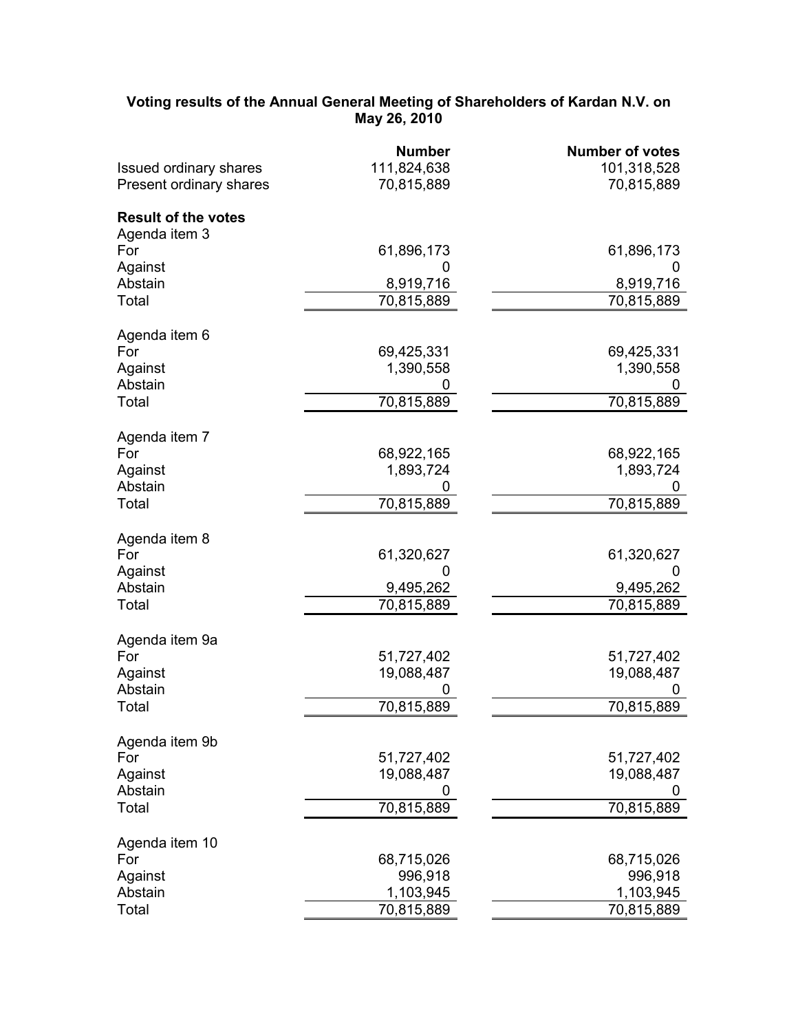**Voting results of the Annual General Meeting of Shareholders of Kardan N.V. on May 26, 2010**

| | Number | Number of votes |
|---|---|---|
| Issued ordinary shares | 111,824,638 | 101,318,528 |
| Present ordinary shares | 70,815,889 | 70,815,889 |
| **Result of the votes** | | |
| Agenda item 3 | | |
| For | 61,896,173 | 61,896,173 |
| Against | 0 | 0 |
| Abstain | 8,919,716 | 8,919,716 |
| Total | 70,815,889 | 70,815,889 |
| Agenda item 6 | | |
| For | 69,425,331 | 69,425,331 |
| Against | 1,390,558 | 1,390,558 |
| Abstain | 0 | 0 |
| Total | 70,815,889 | 70,815,889 |
| Agenda item 7 | | |
| For | 68,922,165 | 68,922,165 |
| Against | 1,893,724 | 1,893,724 |
| Abstain | 0 | 0 |
| Total | 70,815,889 | 70,815,889 |
| Agenda item 8 | | |
| For | 61,320,627 | 61,320,627 |
| Against | 0 | 0 |
| Abstain | 9,495,262 | 9,495,262 |
| Total | 70,815,889 | 70,815,889 |
| Agenda item 9a | | |
| For | 51,727,402 | 51,727,402 |
| Against | 19,088,487 | 19,088,487 |
| Abstain | 0 | 0 |
| Total | 70,815,889 | 70,815,889 |
| Agenda item 9b | | |
| For | 51,727,402 | 51,727,402 |
| Against | 19,088,487 | 19,088,487 |
| Abstain | 0 | 0 |
| Total | 70,815,889 | 70,815,889 |
| Agenda item 10 | | |
| For | 68,715,026 | 68,715,026 |
| Against | 996,918 | 996,918 |
| Abstain | 1,103,945 | 1,103,945 |
| Total | 70,815,889 | 70,815,889 |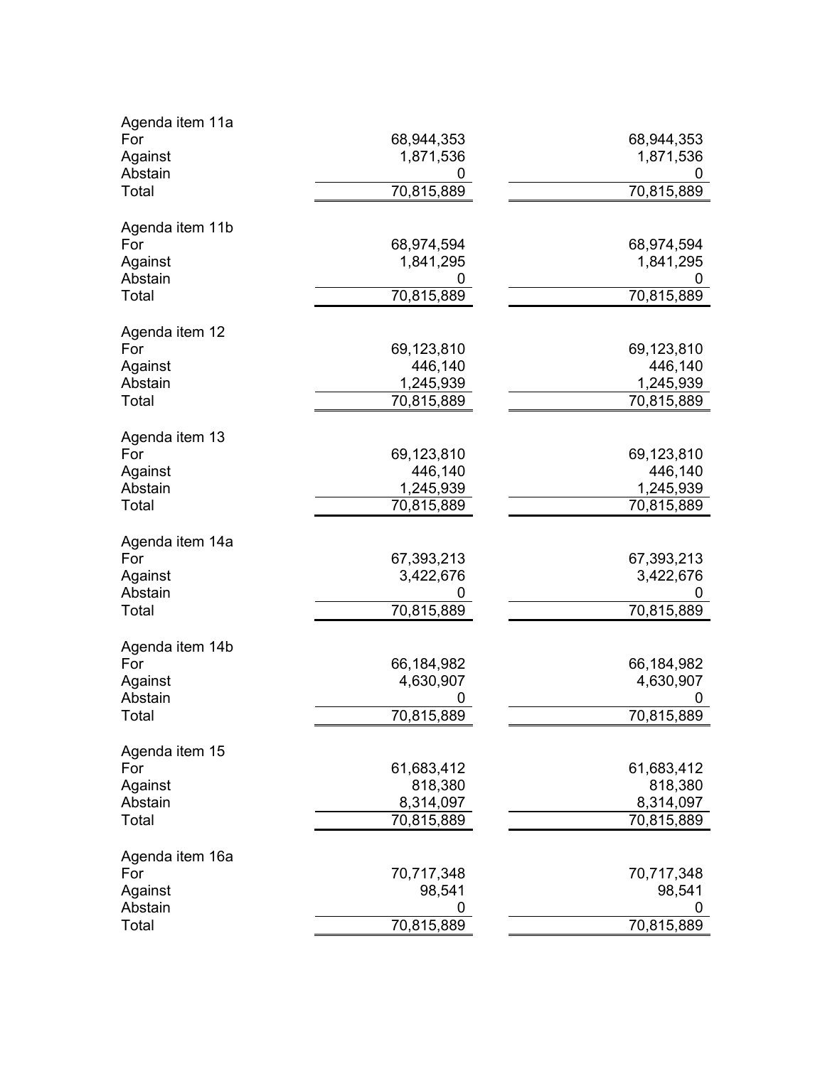| | | |
|---|---|---|
| Agenda item 11a | | |
| For | 68,944,353 | 68,944,353 |
| Against | 1,871,536 | 1,871,536 |
| Abstain | 0 | 0 |
| Total | 70,815,889 | 70,815,889 |
| | | |
| Agenda item 11b | | |
| For | 68,974,594 | 68,974,594 |
| Against | 1,841,295 | 1,841,295 |
| Abstain | 0 | 0 |
| Total | 70,815,889 | 70,815,889 |
| | | |
| Agenda item 12 | | |
| For | 69,123,810 | 69,123,810 |
| Against | 446,140 | 446,140 |
| Abstain | 1,245,939 | 1,245,939 |
| Total | 70,815,889 | 70,815,889 |
| | | |
| Agenda item 13 | | |
| For | 69,123,810 | 69,123,810 |
| Against | 446,140 | 446,140 |
| Abstain | 1,245,939 | 1,245,939 |
| Total | 70,815,889 | 70,815,889 |
| | | |
| Agenda item 14a | | |
| For | 67,393,213 | 67,393,213 |
| Against | 3,422,676 | 3,422,676 |
| Abstain | 0 | 0 |
| Total | 70,815,889 | 70,815,889 |
| | | |
| Agenda item 14b | | |
| For | 66,184,982 | 66,184,982 |
| Against | 4,630,907 | 4,630,907 |
| Abstain | 0 | 0 |
| Total | 70,815,889 | 70,815,889 |
| | | |
| Agenda item 15 | | |
| For | 61,683,412 | 61,683,412 |
| Against | 818,380 | 818,380 |
| Abstain | 8,314,097 | 8,314,097 |
| Total | 70,815,889 | 70,815,889 |
| | | |
| Agenda item 16a | | |
| For | 70,717,348 | 70,717,348 |
| Against | 98,541 | 98,541 |
| Abstain | 0 | 0 |
| Total | 70,815,889 | 70,815,889 |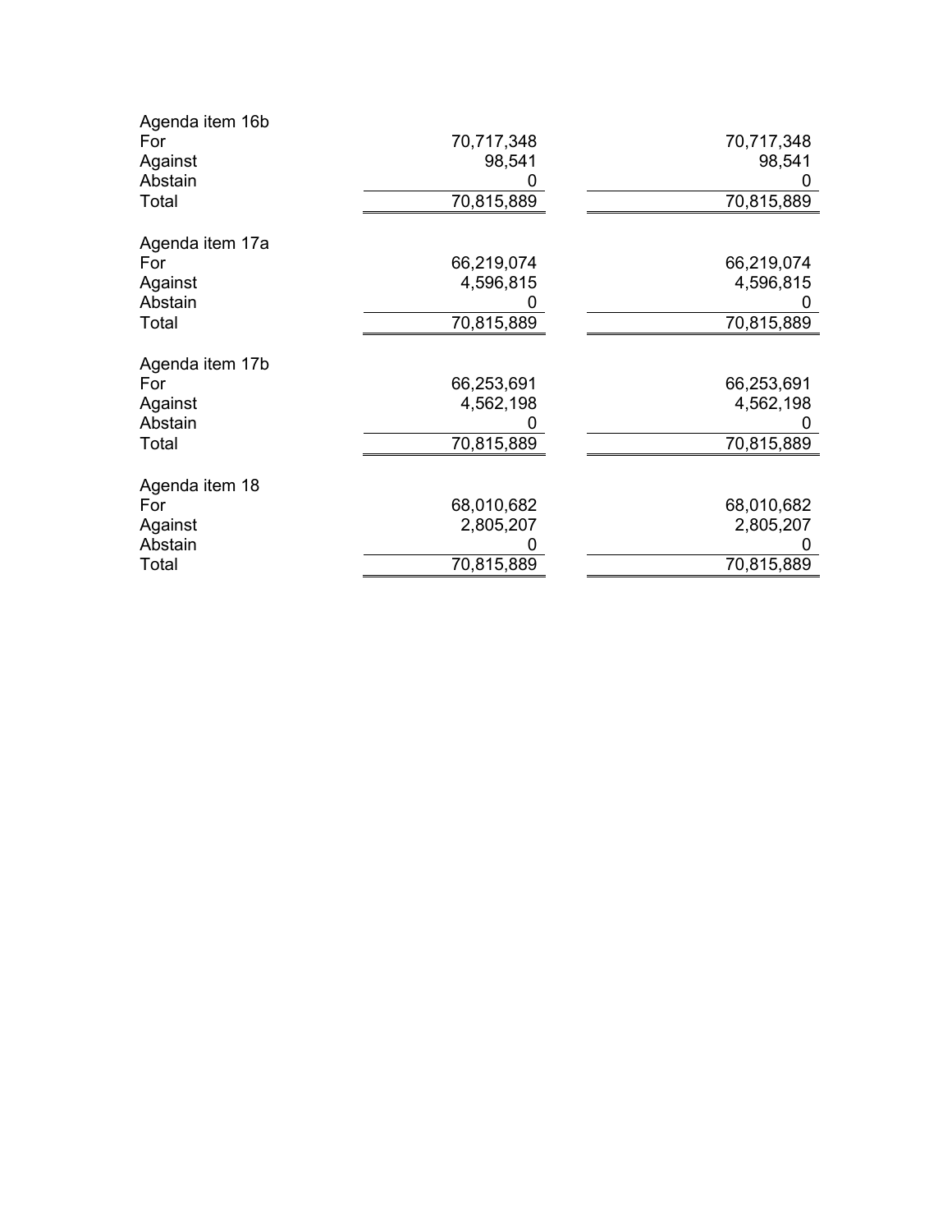| | | |
|---|---|---|
| Agenda item 16b | | |
| For | 70,717,348 | 70,717,348 |
| Against | 98,541 | 98,541 |
| Abstain | 0 | 0 |
| Total | 70,815,889 | 70,815,889 |
| | | |
| Agenda item 17a | | |
| For | 66,219,074 | 66,219,074 |
| Against | 4,596,815 | 4,596,815 |
| Abstain | 0 | 0 |
| Total | 70,815,889 | 70,815,889 |
| | | |
| Agenda item 17b | | |
| For | 66,253,691 | 66,253,691 |
| Against | 4,562,198 | 4,562,198 |
| Abstain | 0 | 0 |
| Total | 70,815,889 | 70,815,889 |
| | | |
| Agenda item 18 | | |
| For | 68,010,682 | 68,010,682 |
| Against | 2,805,207 | 2,805,207 |
| Abstain | 0 | 0 |
| Total | 70,815,889 | 70,815,889 |